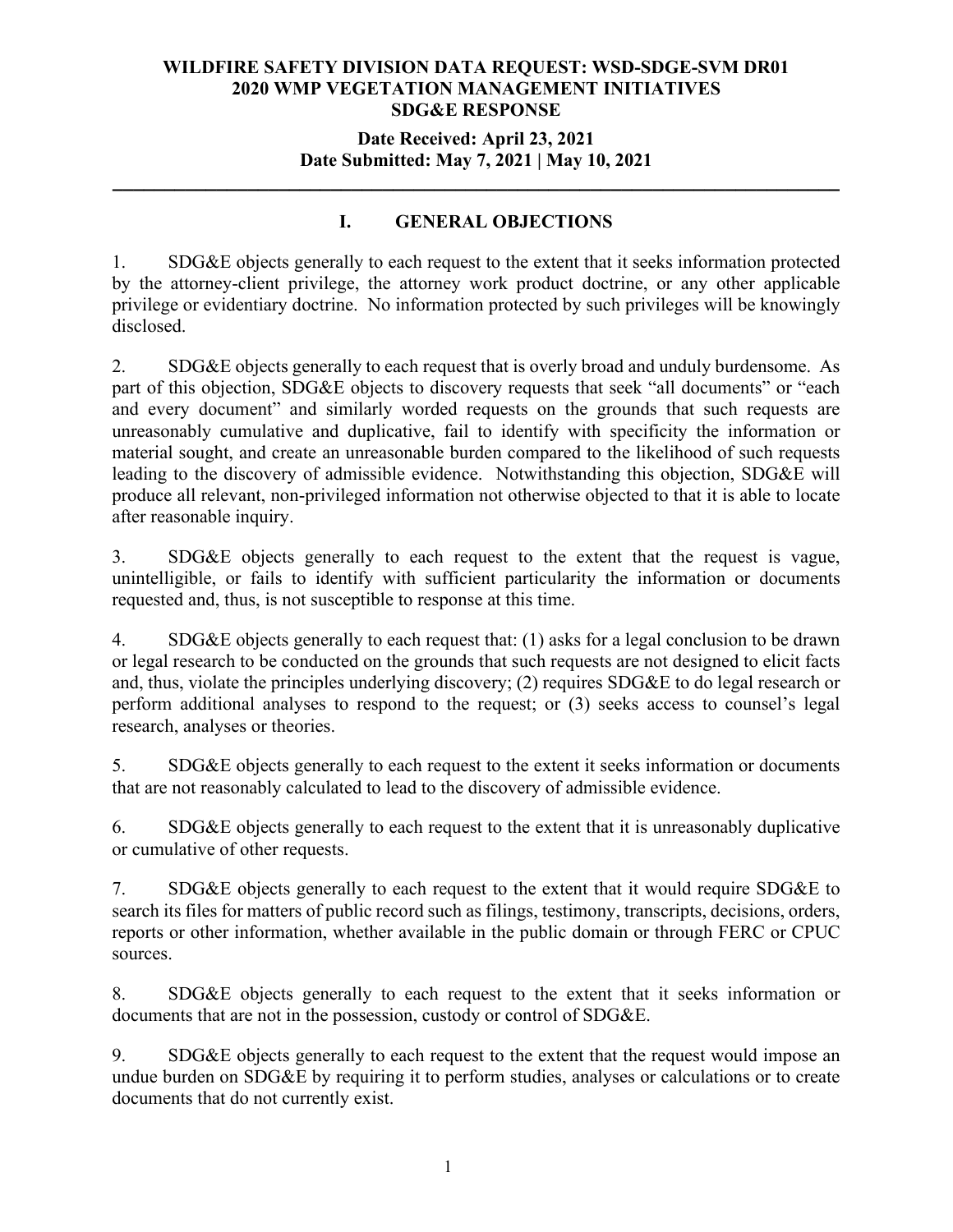**WILDFIRE SAFETY DIVISION DATA REQUEST: WSD-SDGE-SVM DR01**
**2020 WMP VEGETATION MANAGEMENT INITIATIVES**
**SDG&E RESPONSE**

**Date Received: April 23, 2021**
**Date Submitted: May 7, 2021 | May 10, 2021**

---

## I. GENERAL OBJECTIONS

1. SDG&E objects generally to each request to the extent that it seeks information protected by the attorney-client privilege, the attorney work product doctrine, or any other applicable privilege or evidentiary doctrine. No information protected by such privileges will be knowingly disclosed.

2. SDG&E objects generally to each request that is overly broad and unduly burdensome. As part of this objection, SDG&E objects to discovery requests that seek "all documents" or "each and every document" and similarly worded requests on the grounds that such requests are unreasonably cumulative and duplicative, fail to identify with specificity the information or material sought, and create an unreasonable burden compared to the likelihood of such requests leading to the discovery of admissible evidence. Notwithstanding this objection, SDG&E will produce all relevant, non-privileged information not otherwise objected to that it is able to locate after reasonable inquiry.

3. SDG&E objects generally to each request to the extent that the request is vague, unintelligible, or fails to identify with sufficient particularity the information or documents requested and, thus, is not susceptible to response at this time.

4. SDG&E objects generally to each request that: (1) asks for a legal conclusion to be drawn or legal research to be conducted on the grounds that such requests are not designed to elicit facts and, thus, violate the principles underlying discovery; (2) requires SDG&E to do legal research or perform additional analyses to respond to the request; or (3) seeks access to counsel's legal research, analyses or theories.

5. SDG&E objects generally to each request to the extent it seeks information or documents that are not reasonably calculated to lead to the discovery of admissible evidence.

6. SDG&E objects generally to each request to the extent that it is unreasonably duplicative or cumulative of other requests.

7. SDG&E objects generally to each request to the extent that it would require SDG&E to search its files for matters of public record such as filings, testimony, transcripts, decisions, orders, reports or other information, whether available in the public domain or through FERC or CPUC sources.

8. SDG&E objects generally to each request to the extent that it seeks information or documents that are not in the possession, custody or control of SDG&E.

9. SDG&E objects generally to each request to the extent that the request would impose an undue burden on SDG&E by requiring it to perform studies, analyses or calculations or to create documents that do not currently exist.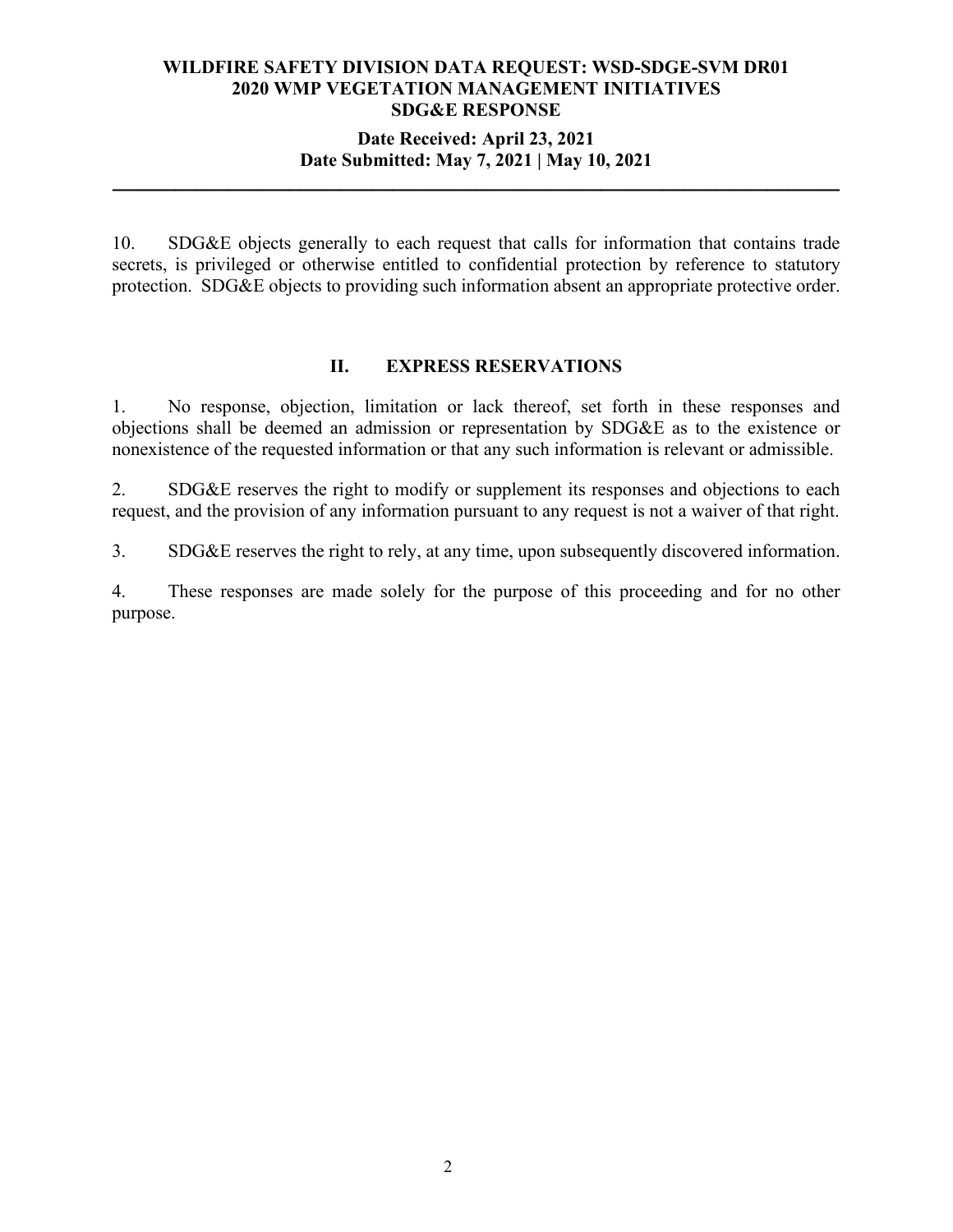10. SDG&E objects generally to each request that calls for information that contains trade secrets, is privileged or otherwise entitled to confidential protection by reference to statutory protection. SDG&E objects to providing such information absent an appropriate protective order.

## II. EXPRESS RESERVATIONS

1. No response, objection, limitation or lack thereof, set forth in these responses and objections shall be deemed an admission or representation by SDG&E as to the existence or nonexistence of the requested information or that any such information is relevant or admissible.

2. SDG&E reserves the right to modify or supplement its responses and objections to each request, and the provision of any information pursuant to any request is not a waiver of that right.

3. SDG&E reserves the right to rely, at any time, upon subsequently discovered information.

4. These responses are made solely for the purpose of this proceeding and for no other purpose.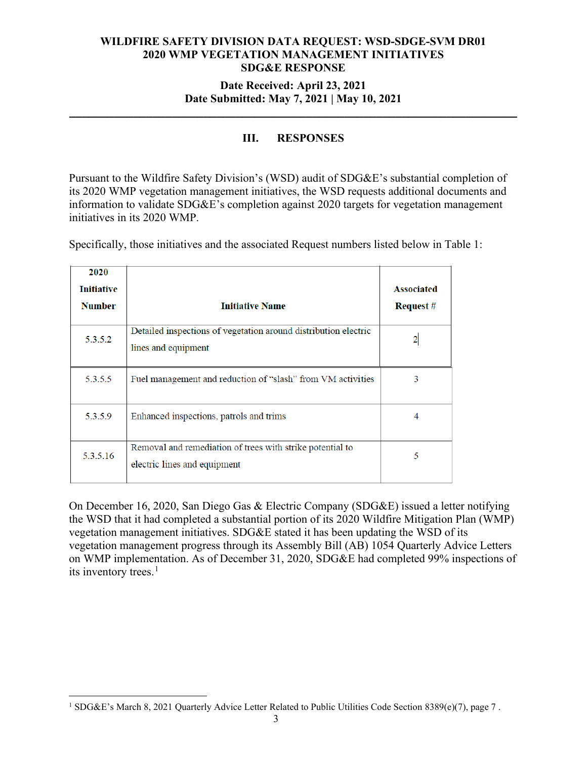**WILDFIRE SAFETY DIVISION DATA REQUEST: WSD-SDGE-SVM DR01**
**2020 WMP VEGETATION MANAGEMENT INITIATIVES**
**SDG&E RESPONSE**

**Date Received: April 23, 2021**
**Date Submitted: May 7, 2021 | May 10, 2021**

---

## III. RESPONSES

Pursuant to the Wildfire Safety Division's (WSD) audit of SDG&E's substantial completion of its 2020 WMP vegetation management initiatives, the WSD requests additional documents and information to validate SDG&E's completion against 2020 targets for vegetation management initiatives in its 2020 WMP.

Specifically, those initiatives and the associated Request numbers listed below in Table 1:

| 2020 Initiative Number | Initiative Name | Associated Request # |
|---|---|---|
| 5.3.5.2 | Detailed inspections of vegetation around distribution electric lines and equipment | 2 |
| 5.3.5.5 | Fuel management and reduction of "slash" from VM activities | 3 |
| 5.3.5.9 | Enhanced inspections, patrols and trims | 4 |
| 5.3.5.16 | Removal and remediation of trees with strike potential to electric lines and equipment | 5 |

On December 16, 2020, San Diego Gas & Electric Company (SDG&E) issued a letter notifying the WSD that it had completed a substantial portion of its 2020 Wildfire Mitigation Plan (WMP) vegetation management initiatives. SDG&E stated it has been updating the WSD of its vegetation management progress through its Assembly Bill (AB) 1054 Quarterly Advice Letters on WMP implementation. As of December 31, 2020, SDG&E had completed 99% inspections of its inventory trees.[1]

---

[1] SDG&E's March 8, 2021 Quarterly Advice Letter Related to Public Utilities Code Section 8389(e)(7), page 7 .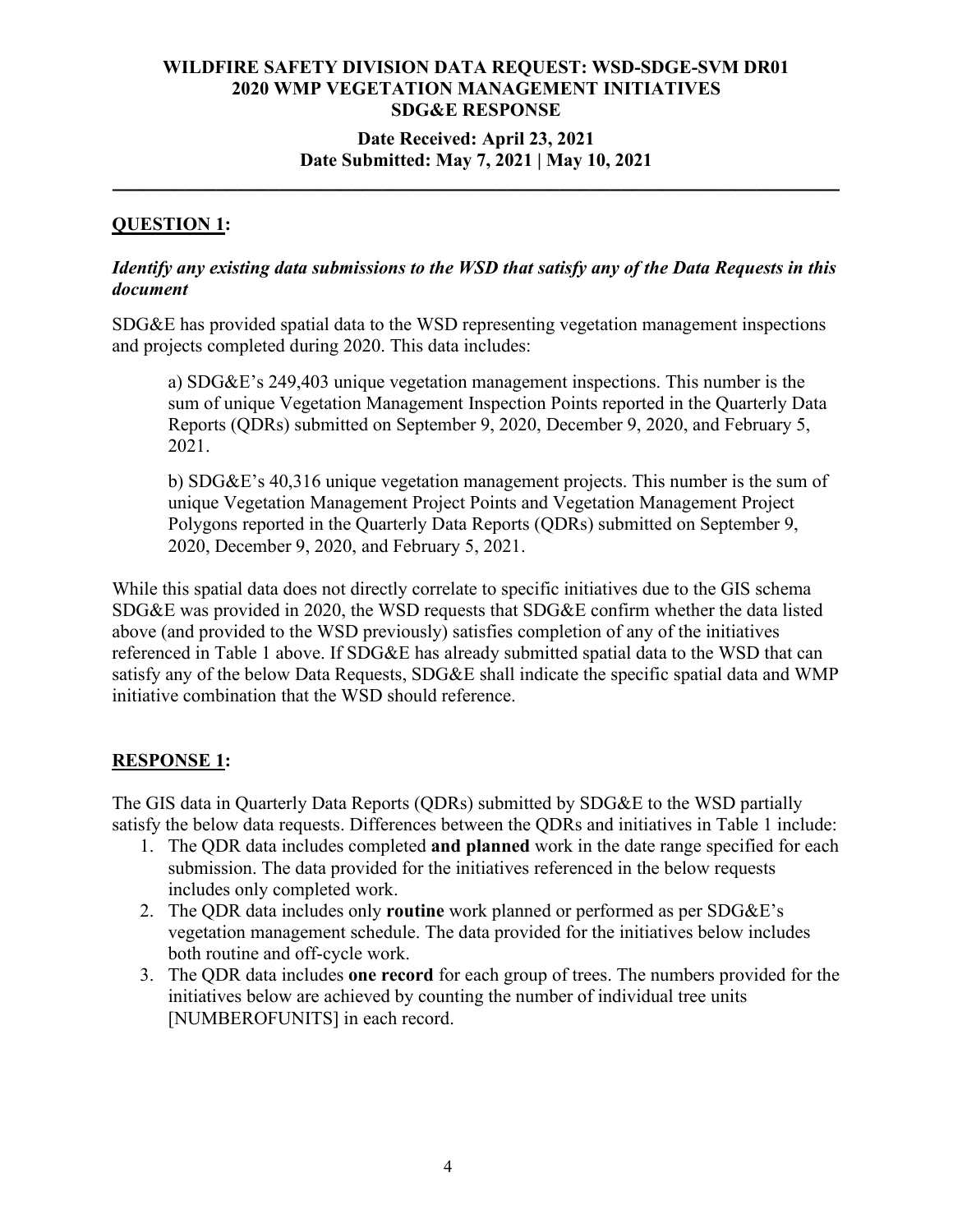**WILDFIRE SAFETY DIVISION DATA REQUEST: WSD-SDGE-SVM DR01**
**2020 WMP VEGETATION MANAGEMENT INITIATIVES**
**SDG&E RESPONSE**

**Date Received: April 23, 2021**
**Date Submitted: May 7, 2021 | May 10, 2021**

---

## QUESTION 1:

***Identify any existing data submissions to the WSD that satisfy any of the Data Requests in this document***

SDG&E has provided spatial data to the WSD representing vegetation management inspections and projects completed during 2020. This data includes:

a) SDG&E's 249,403 unique vegetation management inspections. This number is the sum of unique Vegetation Management Inspection Points reported in the Quarterly Data Reports (QDRs) submitted on September 9, 2020, December 9, 2020, and February 5, 2021.

b) SDG&E's 40,316 unique vegetation management projects. This number is the sum of unique Vegetation Management Project Points and Vegetation Management Project Polygons reported in the Quarterly Data Reports (QDRs) submitted on September 9, 2020, December 9, 2020, and February 5, 2021.

While this spatial data does not directly correlate to specific initiatives due to the GIS schema SDG&E was provided in 2020, the WSD requests that SDG&E confirm whether the data listed above (and provided to the WSD previously) satisfies completion of any of the initiatives referenced in Table 1 above. If SDG&E has already submitted spatial data to the WSD that can satisfy any of the below Data Requests, SDG&E shall indicate the specific spatial data and WMP initiative combination that the WSD should reference.

## RESPONSE 1:

The GIS data in Quarterly Data Reports (QDRs) submitted by SDG&E to the WSD partially satisfy the below data requests. Differences between the QDRs and initiatives in Table 1 include:

1. The QDR data includes completed **and planned** work in the date range specified for each submission. The data provided for the initiatives referenced in the below requests includes only completed work.
2. The QDR data includes only **routine** work planned or performed as per SDG&E's vegetation management schedule. The data provided for the initiatives below includes both routine and off-cycle work.
3. The QDR data includes **one record** for each group of trees. The numbers provided for the initiatives below are achieved by counting the number of individual tree units [NUMBEROFUNITS] in each record.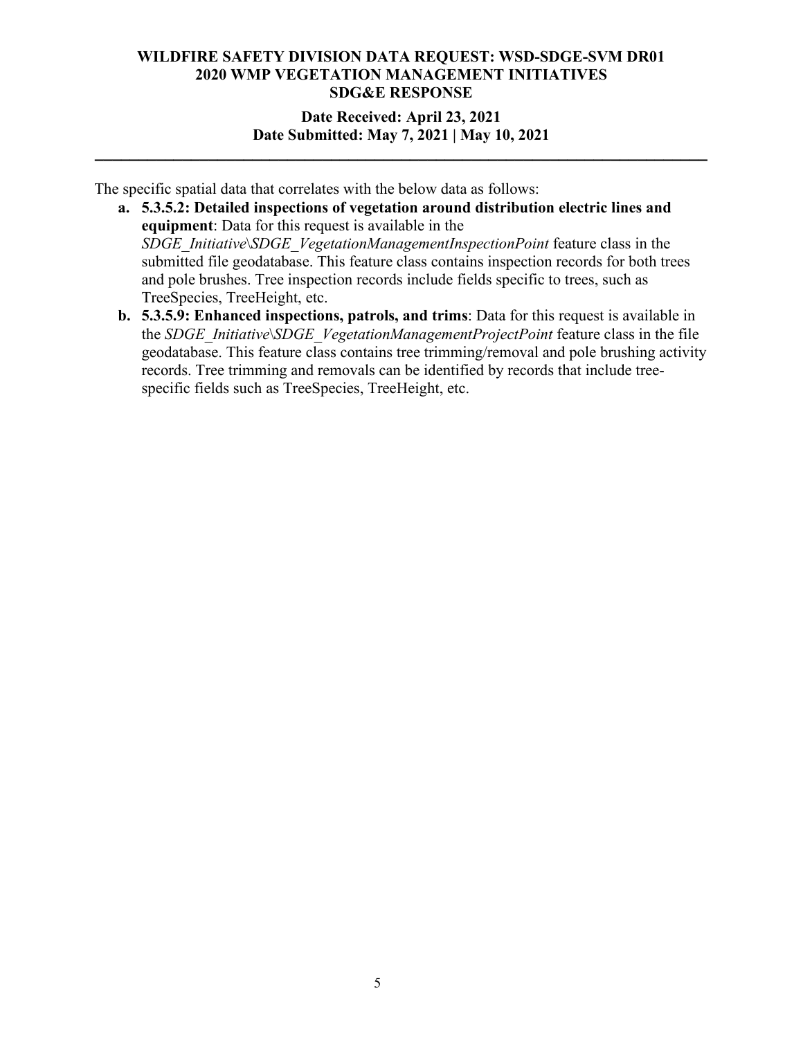The specific spatial data that correlates with the below data as follows:

a. **5.3.5.2: Detailed inspections of vegetation around distribution electric lines and equipment**: Data for this request is available in the *SDGE_Initiative\SDGE_VegetationManagementInspectionPoint* feature class in the submitted file geodatabase. This feature class contains inspection records for both trees and pole brushes. Tree inspection records include fields specific to trees, such as TreeSpecies, TreeHeight, etc.

b. **5.3.5.9: Enhanced inspections, patrols, and trims**: Data for this request is available in the *SDGE_Initiative\SDGE_VegetationManagementProjectPoint* feature class in the file geodatabase. This feature class contains tree trimming/removal and pole brushing activity records. Tree trimming and removals can be identified by records that include tree-specific fields such as TreeSpecies, TreeHeight, etc.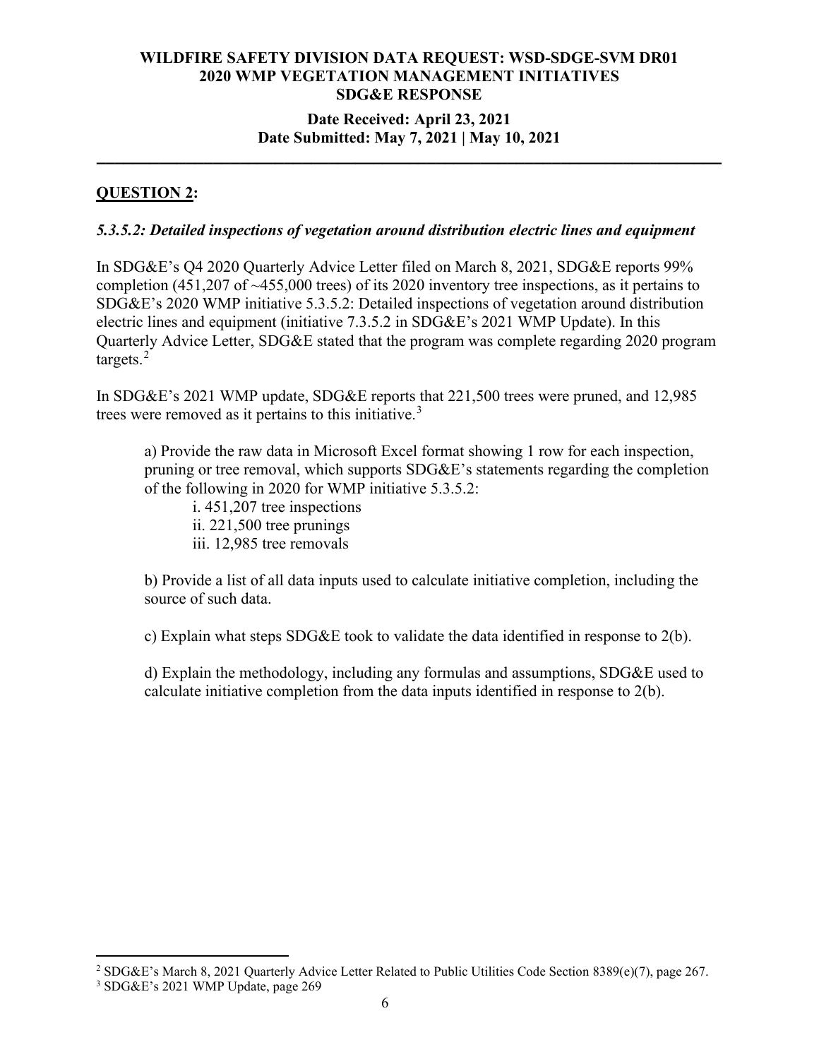**QUESTION 2:**

***5.3.5.2: Detailed inspections of vegetation around distribution electric lines and equipment***

In SDG&E's Q4 2020 Quarterly Advice Letter filed on March 8, 2021, SDG&E reports 99% completion (451,207 of ~455,000 trees) of its 2020 inventory tree inspections, as it pertains to SDG&E's 2020 WMP initiative 5.3.5.2: Detailed inspections of vegetation around distribution electric lines and equipment (initiative 7.3.5.2 in SDG&E's 2021 WMP Update). In this Quarterly Advice Letter, SDG&E stated that the program was complete regarding 2020 program targets.[2]

In SDG&E's 2021 WMP update, SDG&E reports that 221,500 trees were pruned, and 12,985 trees were removed as it pertains to this initiative.[3]

a) Provide the raw data in Microsoft Excel format showing 1 row for each inspection, pruning or tree removal, which supports SDG&E's statements regarding the completion of the following in 2020 for WMP initiative 5.3.5.2:

i. 451,207 tree inspections
ii. 221,500 tree prunings
iii. 12,985 tree removals

b) Provide a list of all data inputs used to calculate initiative completion, including the source of such data.

c) Explain what steps SDG&E took to validate the data identified in response to 2(b).

d) Explain the methodology, including any formulas and assumptions, SDG&E used to calculate initiative completion from the data inputs identified in response to 2(b).

---

[2] SDG&E's March 8, 2021 Quarterly Advice Letter Related to Public Utilities Code Section 8389(e)(7), page 267.

[3] SDG&E's 2021 WMP Update, page 269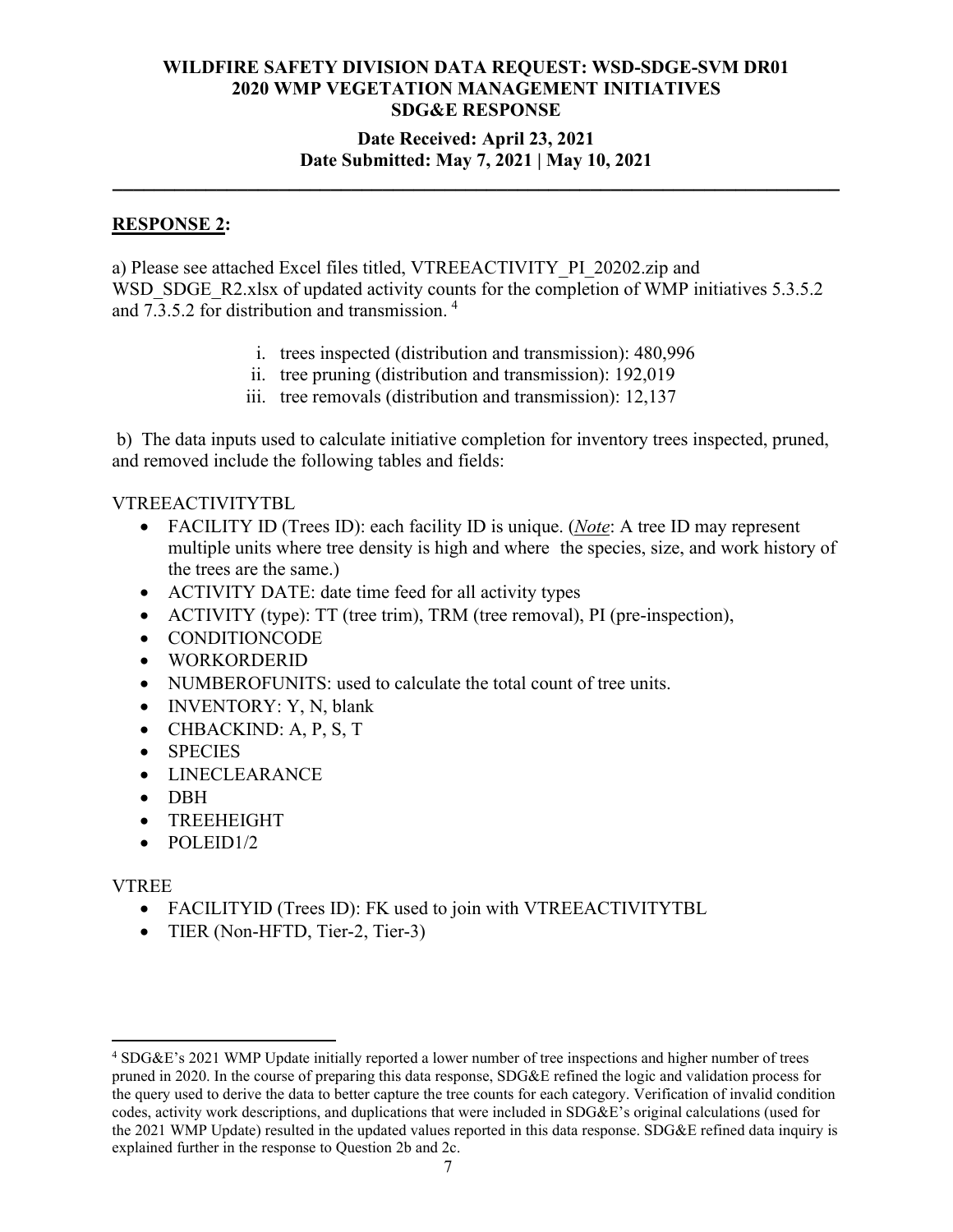**WILDFIRE SAFETY DIVISION DATA REQUEST: WSD-SDGE-SVM DR01**
**2020 WMP VEGETATION MANAGEMENT INITIATIVES**
**SDG&E RESPONSE**

**Date Received: April 23, 2021**
**Date Submitted: May 7, 2021 | May 10, 2021**

---

## RESPONSE 2:

a) Please see attached Excel files titled, VTREEACTIVITY_PI_20202.zip and WSD_SDGE_R2.xlsx of updated activity counts for the completion of WMP initiatives 5.3.5.2 and 7.3.5.2 for distribution and transmission. [4]

i. trees inspected (distribution and transmission): 480,996
ii. tree pruning (distribution and transmission): 192,019
iii. tree removals (distribution and transmission): 12,137

b) The data inputs used to calculate initiative completion for inventory trees inspected, pruned, and removed include the following tables and fields:

VTREEACTIVITYTBL

- FACILITY ID (Trees ID): each facility ID is unique. (*Note*: A tree ID may represent multiple units where tree density is high and where the species, size, and work history of the trees are the same.)
- ACTIVITY DATE: date time feed for all activity types
- ACTIVITY (type): TT (tree trim), TRM (tree removal), PI (pre-inspection),
- CONDITIONCODE
- WORKORDERID
- NUMBEROFUNITS: used to calculate the total count of tree units.
- INVENTORY: Y, N, blank
- CHBACKIND: A, P, S, T
- SPECIES
- LINECLEARANCE
- DBH
- TREEHEIGHT
- POLEID1/2

VTREE

- FACILITYID (Trees ID): FK used to join with VTREEACTIVITYTBL
- TIER (Non-HFTD, Tier-2, Tier-3)

---

[4] SDG&E's 2021 WMP Update initially reported a lower number of tree inspections and higher number of trees pruned in 2020. In the course of preparing this data response, SDG&E refined the logic and validation process for the query used to derive the data to better capture the tree counts for each category. Verification of invalid condition codes, activity work descriptions, and duplications that were included in SDG&E's original calculations (used for the 2021 WMP Update) resulted in the updated values reported in this data response. SDG&E refined data inquiry is explained further in the response to Question 2b and 2c.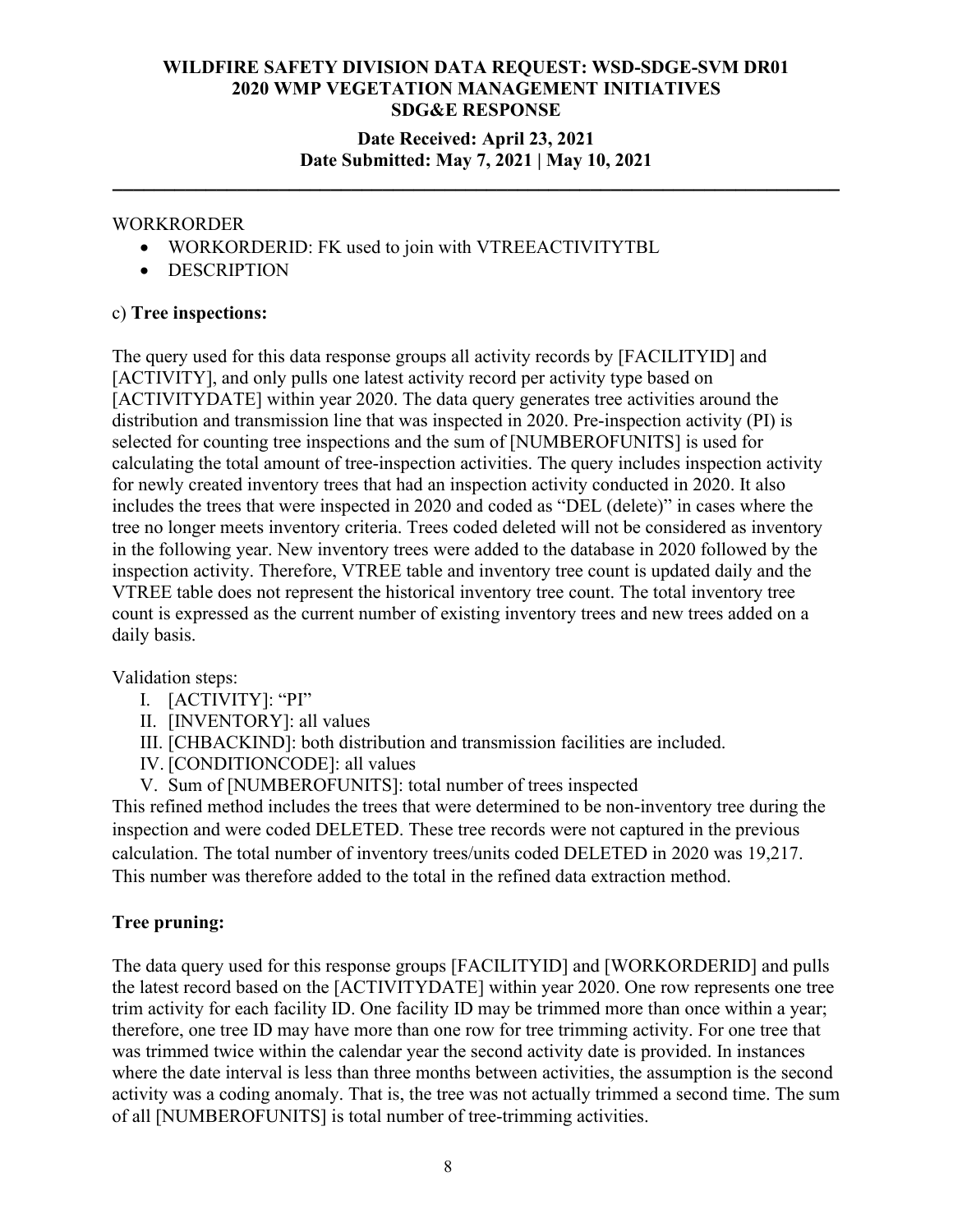WORKRORDER

- WORKORDERID: FK used to join with VTREEACTIVITYTBL
- DESCRIPTION

c) **Tree inspections:**

The query used for this data response groups all activity records by [FACILITYID] and [ACTIVITY], and only pulls one latest activity record per activity type based on [ACTIVITYDATE] within year 2020. The data query generates tree activities around the distribution and transmission line that was inspected in 2020. Pre-inspection activity (PI) is selected for counting tree inspections and the sum of [NUMBEROFUNITS] is used for calculating the total amount of tree-inspection activities. The query includes inspection activity for newly created inventory trees that had an inspection activity conducted in 2020. It also includes the trees that were inspected in 2020 and coded as "DEL (delete)" in cases where the tree no longer meets inventory criteria. Trees coded deleted will not be considered as inventory in the following year. New inventory trees were added to the database in 2020 followed by the inspection activity. Therefore, VTREE table and inventory tree count is updated daily and the VTREE table does not represent the historical inventory tree count. The total inventory tree count is expressed as the current number of existing inventory trees and new trees added on a daily basis.

Validation steps:

I. [ACTIVITY]: "PI"
II. [INVENTORY]: all values
III. [CHBACKIND]: both distribution and transmission facilities are included.
IV. [CONDITIONCODE]: all values
V. Sum of [NUMBEROFUNITS]: total number of trees inspected

This refined method includes the trees that were determined to be non-inventory tree during the inspection and were coded DELETED. These tree records were not captured in the previous calculation. The total number of inventory trees/units coded DELETED in 2020 was 19,217. This number was therefore added to the total in the refined data extraction method.

**Tree pruning:**

The data query used for this response groups [FACILITYID] and [WORKORDERID] and pulls the latest record based on the [ACTIVITYDATE] within year 2020. One row represents one tree trim activity for each facility ID. One facility ID may be trimmed more than once within a year; therefore, one tree ID may have more than one row for tree trimming activity. For one tree that was trimmed twice within the calendar year the second activity date is provided. In instances where the date interval is less than three months between activities, the assumption is the second activity was a coding anomaly. That is, the tree was not actually trimmed a second time. The sum of all [NUMBEROFUNITS] is total number of tree-trimming activities.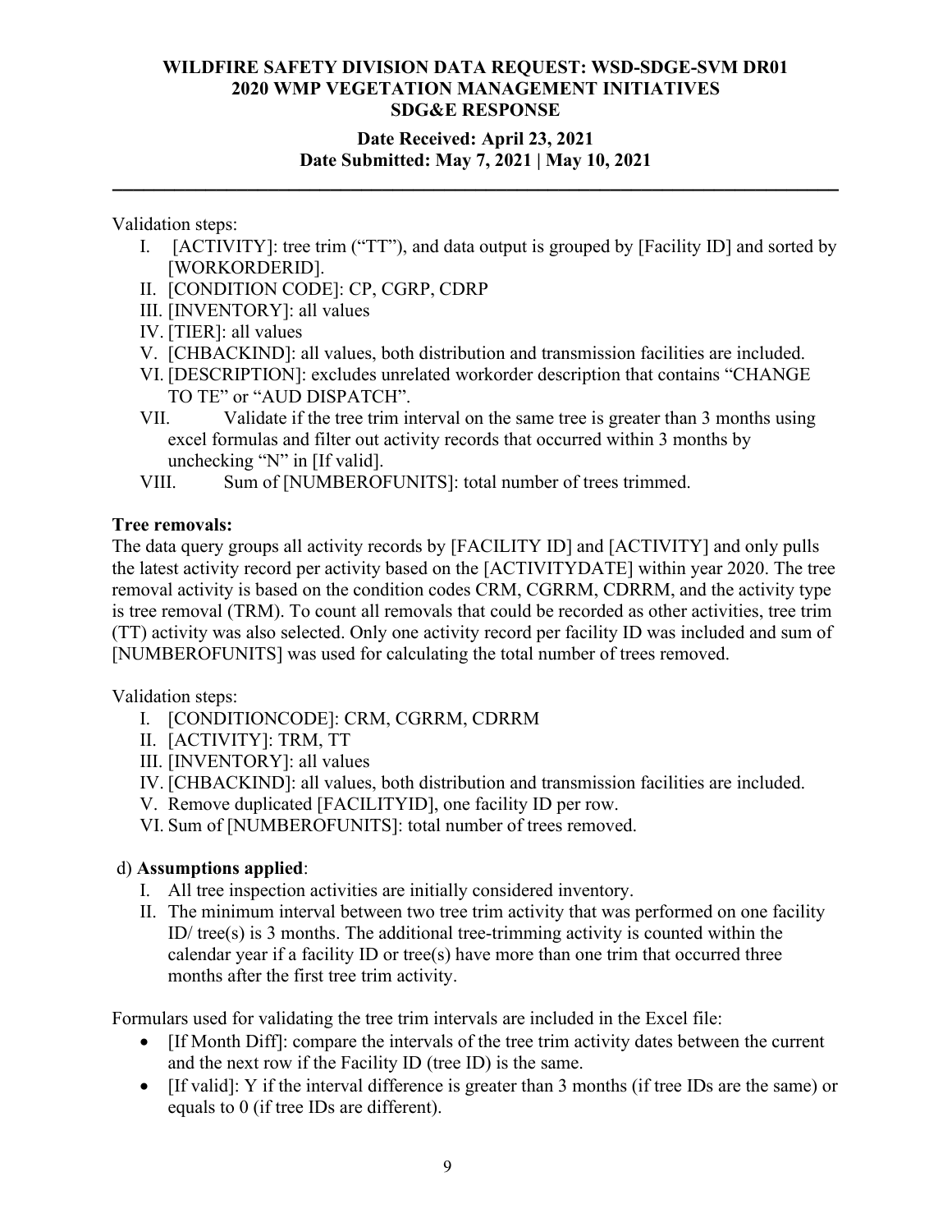Validation steps:

I. [ACTIVITY]: tree trim ("TT"), and data output is grouped by [Facility ID] and sorted by [WORKORDERID].
II. [CONDITION CODE]: CP, CGRP, CDRP
III. [INVENTORY]: all values
IV. [TIER]: all values
V. [CHBACKIND]: all values, both distribution and transmission facilities are included.
VI. [DESCRIPTION]: excludes unrelated workorder description that contains "CHANGE TO TE" or "AUD DISPATCH".
VII. Validate if the tree trim interval on the same tree is greater than 3 months using excel formulas and filter out activity records that occurred within 3 months by unchecking "N" in [If valid].
VIII. Sum of [NUMBEROFUNITS]: total number of trees trimmed.

**Tree removals:**

The data query groups all activity records by [FACILITY ID] and [ACTIVITY] and only pulls the latest activity record per activity based on the [ACTIVITYDATE] within year 2020. The tree removal activity is based on the condition codes CRM, CGRRM, CDRRM, and the activity type is tree removal (TRM). To count all removals that could be recorded as other activities, tree trim (TT) activity was also selected. Only one activity record per facility ID was included and sum of [NUMBEROFUNITS] was used for calculating the total number of trees removed.

Validation steps:

I. [CONDITIONCODE]: CRM, CGRRM, CDRRM
II. [ACTIVITY]: TRM, TT
III. [INVENTORY]: all values
IV. [CHBACKIND]: all values, both distribution and transmission facilities are included.
V. Remove duplicated [FACILITYID], one facility ID per row.
VI. Sum of [NUMBEROFUNITS]: total number of trees removed.

d) **Assumptions applied**:

I. All tree inspection activities are initially considered inventory.
II. The minimum interval between two tree trim activity that was performed on one facility ID/ tree(s) is 3 months. The additional tree-trimming activity is counted within the calendar year if a facility ID or tree(s) have more than one trim that occurred three months after the first tree trim activity.

Formulars used for validating the tree trim intervals are included in the Excel file:

- [If Month Diff]: compare the intervals of the tree trim activity dates between the current and the next row if the Facility ID (tree ID) is the same.
- [If valid]: Y if the interval difference is greater than 3 months (if tree IDs are the same) or equals to 0 (if tree IDs are different).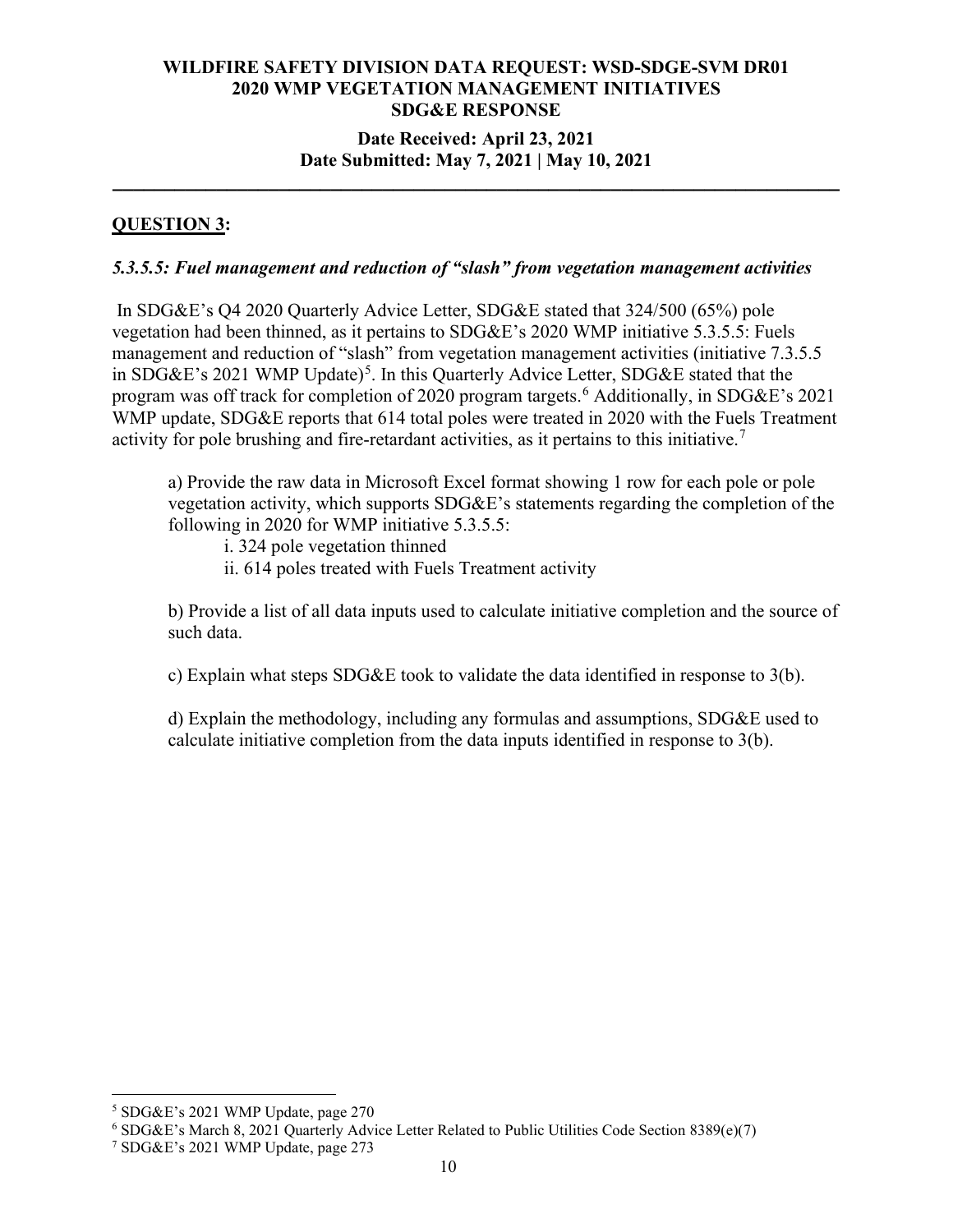**QUESTION 3:**

***5.3.5.5: Fuel management and reduction of "slash" from vegetation management activities***

In SDG&E's Q4 2020 Quarterly Advice Letter, SDG&E stated that 324/500 (65%) pole vegetation had been thinned, as it pertains to SDG&E's 2020 WMP initiative 5.3.5.5: Fuels management and reduction of "slash" from vegetation management activities (initiative 7.3.5.5 in SDG&E's 2021 WMP Update)[5]. In this Quarterly Advice Letter, SDG&E stated that the program was off track for completion of 2020 program targets.[6] Additionally, in SDG&E's 2021 WMP update, SDG&E reports that 614 total poles were treated in 2020 with the Fuels Treatment activity for pole brushing and fire-retardant activities, as it pertains to this initiative.[7]

> a) Provide the raw data in Microsoft Excel format showing 1 row for each pole or pole vegetation activity, which supports SDG&E's statements regarding the completion of the following in 2020 for WMP initiative 5.3.5.5:
>
> > i. 324 pole vegetation thinned
> >
> > ii. 614 poles treated with Fuels Treatment activity
>
> b) Provide a list of all data inputs used to calculate initiative completion and the source of such data.
>
> c) Explain what steps SDG&E took to validate the data identified in response to 3(b).
>
> d) Explain the methodology, including any formulas and assumptions, SDG&E used to calculate initiative completion from the data inputs identified in response to 3(b).

---

[5] SDG&E's 2021 WMP Update, page 270

[6] SDG&E's March 8, 2021 Quarterly Advice Letter Related to Public Utilities Code Section 8389(e)(7)

[7] SDG&E's 2021 WMP Update, page 273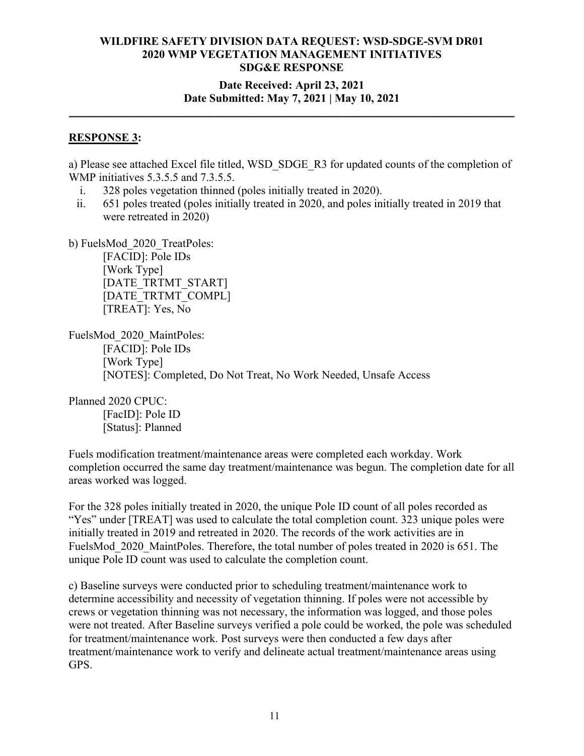**RESPONSE 3:**

a) Please see attached Excel file titled, WSD_SDGE_R3 for updated counts of the completion of WMP initiatives 5.3.5.5 and 7.3.5.5.

i. 328 poles vegetation thinned (poles initially treated in 2020).
ii. 651 poles treated (poles initially treated in 2020, and poles initially treated in 2019 that were retreated in 2020)

b) FuelsMod_2020_TreatPoles:

[FACID]: Pole IDs
[Work Type]
[DATE_TRTMT_START]
[DATE_TRTMT_COMPL]
[TREAT]: Yes, No

FuelsMod_2020_MaintPoles:

[FACID]: Pole IDs
[Work Type]
[NOTES]: Completed, Do Not Treat, No Work Needed, Unsafe Access

Planned 2020 CPUC:

[FacID]: Pole ID
[Status]: Planned

Fuels modification treatment/maintenance areas were completed each workday. Work completion occurred the same day treatment/maintenance was begun. The completion date for all areas worked was logged.

For the 328 poles initially treated in 2020, the unique Pole ID count of all poles recorded as "Yes" under [TREAT] was used to calculate the total completion count. 323 unique poles were initially treated in 2019 and retreated in 2020. The records of the work activities are in FuelsMod_2020_MaintPoles. Therefore, the total number of poles treated in 2020 is 651. The unique Pole ID count was used to calculate the completion count.

c) Baseline surveys were conducted prior to scheduling treatment/maintenance work to determine accessibility and necessity of vegetation thinning. If poles were not accessible by crews or vegetation thinning was not necessary, the information was logged, and those poles were not treated. After Baseline surveys verified a pole could be worked, the pole was scheduled for treatment/maintenance work. Post surveys were then conducted a few days after treatment/maintenance work to verify and delineate actual treatment/maintenance areas using GPS.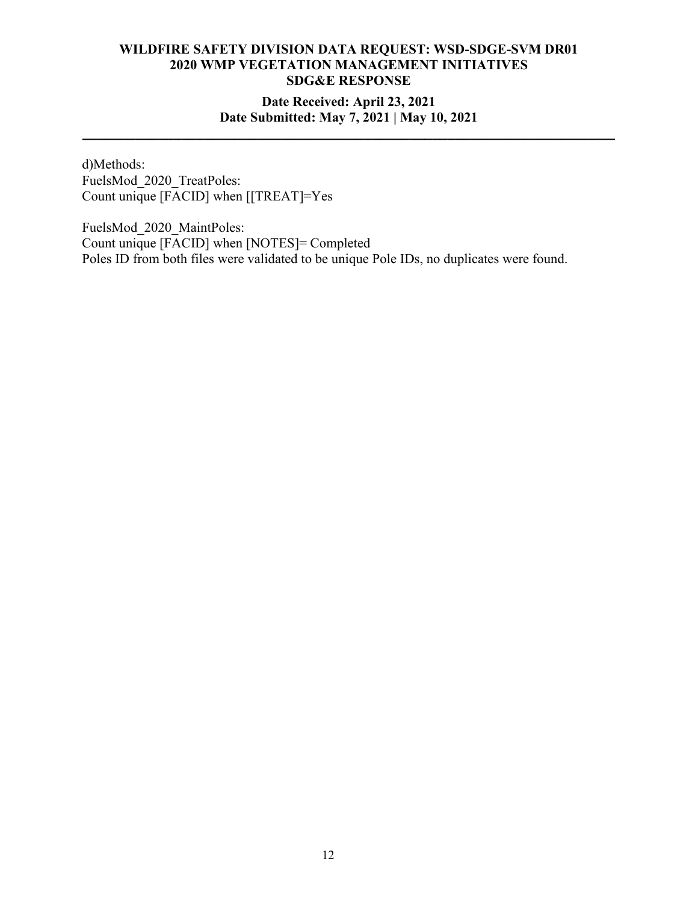d)Methods:
FuelsMod_2020_TreatPoles:
Count unique [FACID] when [[TREAT]=Yes

FuelsMod_2020_MaintPoles:
Count unique [FACID] when [NOTES]= Completed
Poles ID from both files were validated to be unique Pole IDs, no duplicates were found.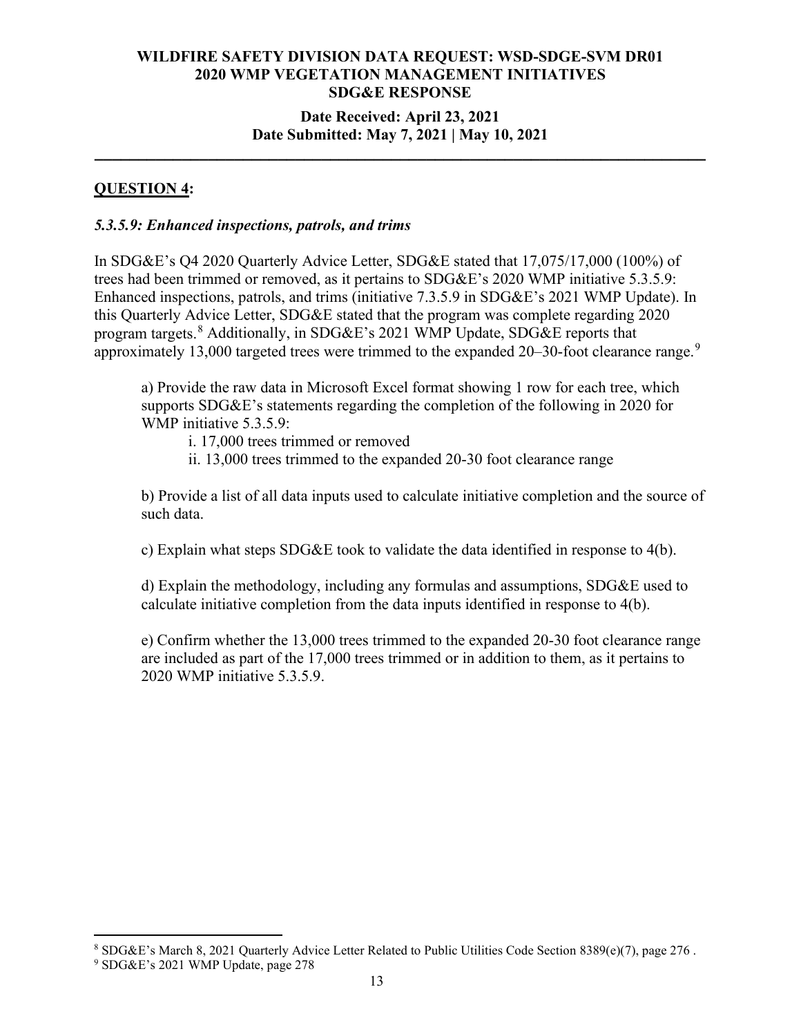# WILDFIRE SAFETY DIVISION DATA REQUEST: WSD-SDGE-SVM DR01
# 2020 WMP VEGETATION MANAGEMENT INITIATIVES
# SDG&E RESPONSE

**Date Received: April 23, 2021**
**Date Submitted: May 7, 2021 | May 10, 2021**

---

## QUESTION 4:

***5.3.5.9: Enhanced inspections, patrols, and trims***

In SDG&E's Q4 2020 Quarterly Advice Letter, SDG&E stated that 17,075/17,000 (100%) of trees had been trimmed or removed, as it pertains to SDG&E's 2020 WMP initiative 5.3.5.9: Enhanced inspections, patrols, and trims (initiative 7.3.5.9 in SDG&E's 2021 WMP Update). In this Quarterly Advice Letter, SDG&E stated that the program was complete regarding 2020 program targets.[8] Additionally, in SDG&E's 2021 WMP Update, SDG&E reports that approximately 13,000 targeted trees were trimmed to the expanded 20–30-foot clearance range.[9]

a) Provide the raw data in Microsoft Excel format showing 1 row for each tree, which supports SDG&E's statements regarding the completion of the following in 2020 for WMP initiative 5.3.5.9:

i. 17,000 trees trimmed or removed

ii. 13,000 trees trimmed to the expanded 20-30 foot clearance range

b) Provide a list of all data inputs used to calculate initiative completion and the source of such data.

c) Explain what steps SDG&E took to validate the data identified in response to 4(b).

d) Explain the methodology, including any formulas and assumptions, SDG&E used to calculate initiative completion from the data inputs identified in response to 4(b).

e) Confirm whether the 13,000 trees trimmed to the expanded 20-30 foot clearance range are included as part of the 17,000 trees trimmed or in addition to them, as it pertains to 2020 WMP initiative 5.3.5.9.

---

[8] SDG&E's March 8, 2021 Quarterly Advice Letter Related to Public Utilities Code Section 8389(e)(7), page 276 .

[9] SDG&E's 2021 WMP Update, page 278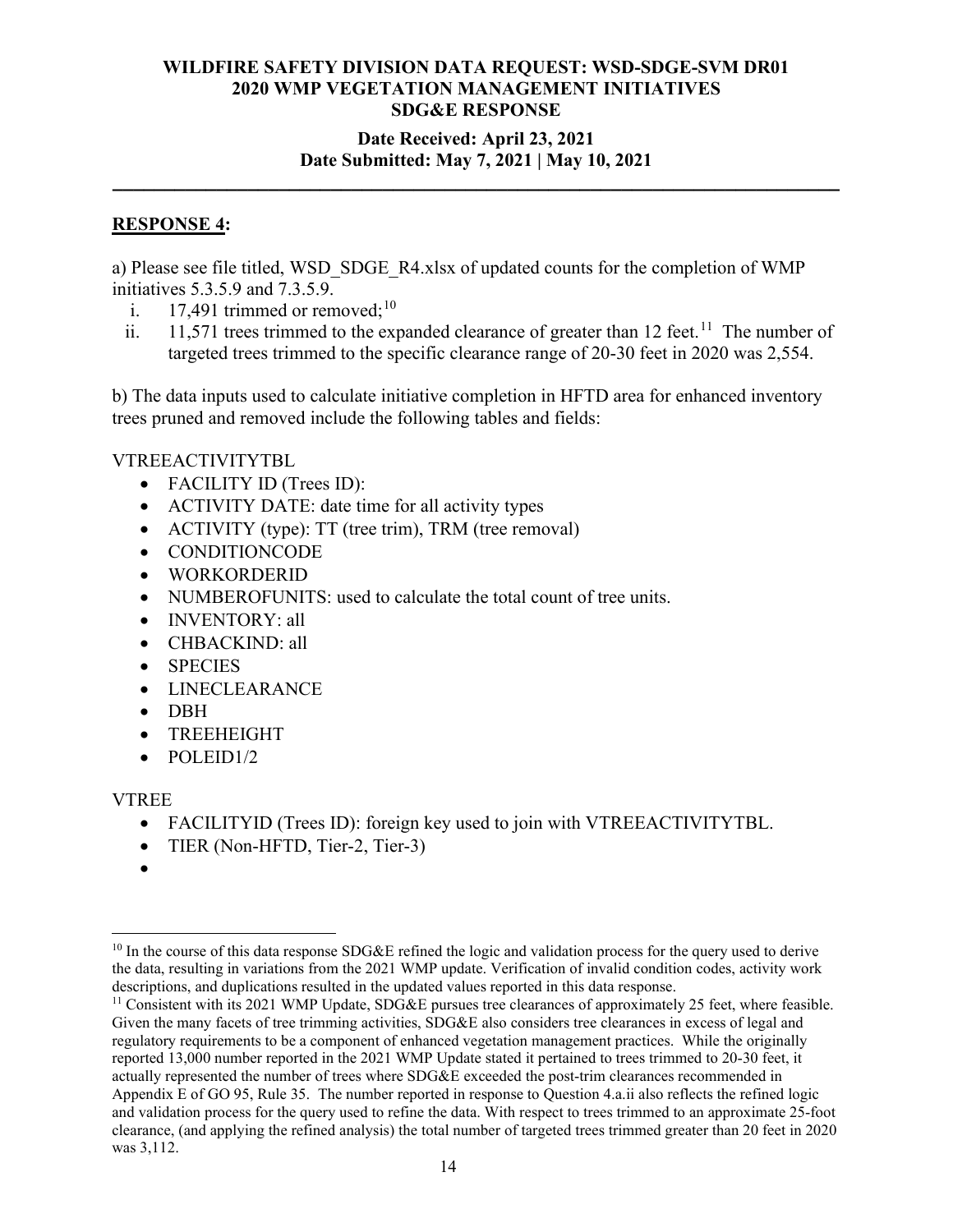**RESPONSE 4:**

a) Please see file titled, WSD_SDGE_R4.xlsx of updated counts for the completion of WMP initiatives 5.3.5.9 and 7.3.5.9.

i. 17,491 trimmed or removed;[10]

ii. 11,571 trees trimmed to the expanded clearance of greater than 12 feet.[11] The number of targeted trees trimmed to the specific clearance range of 20-30 feet in 2020 was 2,554.

b) The data inputs used to calculate initiative completion in HFTD area for enhanced inventory trees pruned and removed include the following tables and fields:

VTREEACTIVITYTBL

- FACILITY ID (Trees ID):
- ACTIVITY DATE: date time for all activity types
- ACTIVITY (type): TT (tree trim), TRM (tree removal)
- CONDITIONCODE
- WORKORDERID
- NUMBEROFUNITS: used to calculate the total count of tree units.
- INVENTORY: all
- CHBACKIND: all
- SPECIES
- LINECLEARANCE
- DBH
- TREEHEIGHT
- POLEID1/2

VTREE

- FACILITYID (Trees ID): foreign key used to join with VTREEACTIVITYTBL.
- TIER (Non-HFTD, Tier-2, Tier-3)
-

---

[10] In the course of this data response SDG&E refined the logic and validation process for the query used to derive the data, resulting in variations from the 2021 WMP update. Verification of invalid condition codes, activity work descriptions, and duplications resulted in the updated values reported in this data response.

[11] Consistent with its 2021 WMP Update, SDG&E pursues tree clearances of approximately 25 feet, where feasible. Given the many facets of tree trimming activities, SDG&E also considers tree clearances in excess of legal and regulatory requirements to be a component of enhanced vegetation management practices. While the originally reported 13,000 number reported in the 2021 WMP Update stated it pertained to trees trimmed to 20-30 feet, it actually represented the number of trees where SDG&E exceeded the post-trim clearances recommended in Appendix E of GO 95, Rule 35. The number reported in response to Question 4.a.ii also reflects the refined logic and validation process for the query used to refine the data. With respect to trees trimmed to an approximate 25-foot clearance, (and applying the refined analysis) the total number of targeted trees trimmed greater than 20 feet in 2020 was 3,112.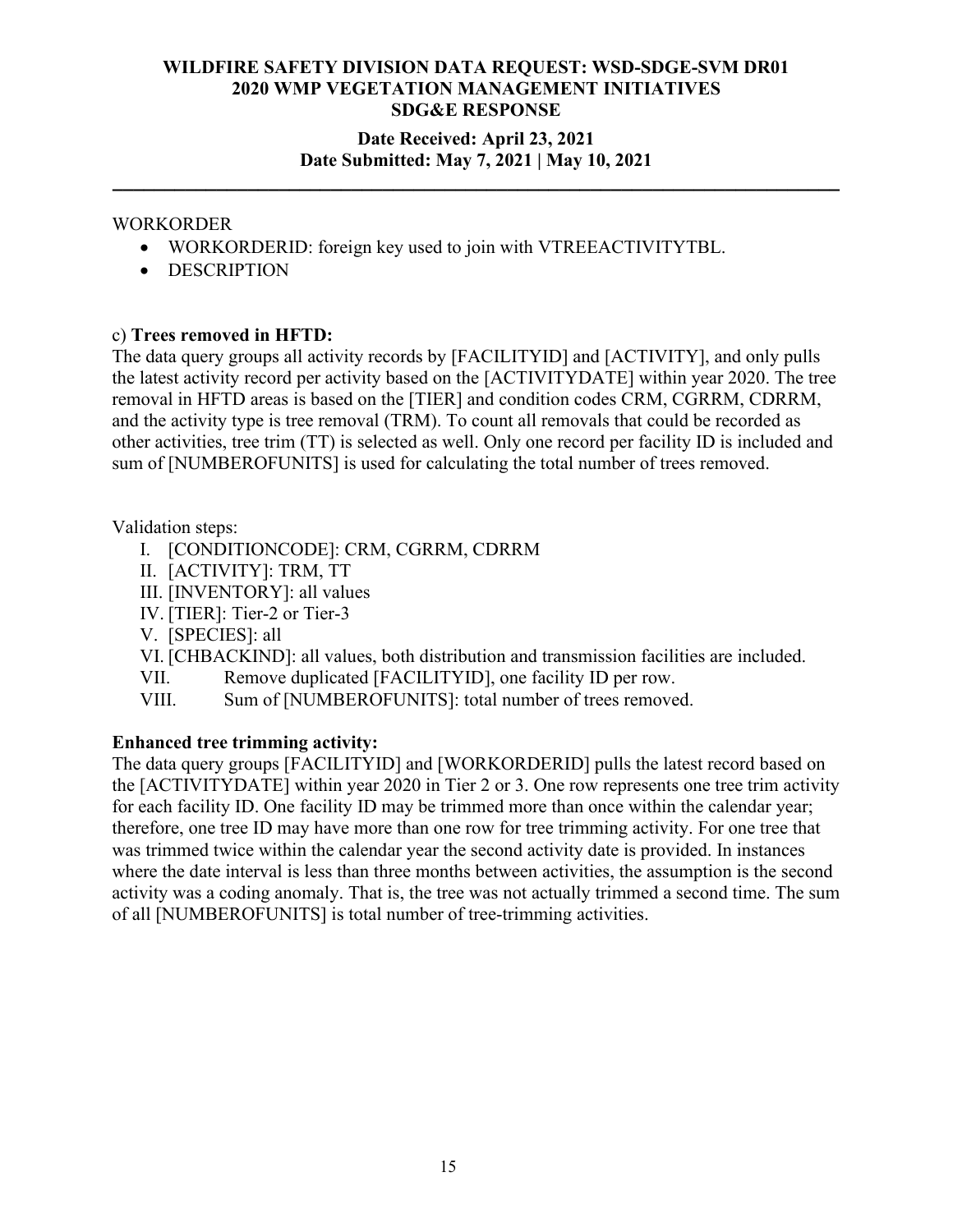WORKORDER

- WORKORDERID: foreign key used to join with VTREEACTIVITYTBL.
- DESCRIPTION

c) **Trees removed in HFTD:**

The data query groups all activity records by [FACILITYID] and [ACTIVITY], and only pulls the latest activity record per activity based on the [ACTIVITYDATE] within year 2020. The tree removal in HFTD areas is based on the [TIER] and condition codes CRM, CGRRM, CDRRM, and the activity type is tree removal (TRM). To count all removals that could be recorded as other activities, tree trim (TT) is selected as well. Only one record per facility ID is included and sum of [NUMBEROFUNITS] is used for calculating the total number of trees removed.

Validation steps:

I. [CONDITIONCODE]: CRM, CGRRM, CDRRM
II. [ACTIVITY]: TRM, TT
III. [INVENTORY]: all values
IV. [TIER]: Tier-2 or Tier-3
V. [SPECIES]: all
VI. [CHBACKIND]: all values, both distribution and transmission facilities are included.
VII. Remove duplicated [FACILITYID], one facility ID per row.
VIII. Sum of [NUMBEROFUNITS]: total number of trees removed.

**Enhanced tree trimming activity:**

The data query groups [FACILITYID] and [WORKORDERID] pulls the latest record based on the [ACTIVITYDATE] within year 2020 in Tier 2 or 3. One row represents one tree trim activity for each facility ID. One facility ID may be trimmed more than once within the calendar year; therefore, one tree ID may have more than one row for tree trimming activity. For one tree that was trimmed twice within the calendar year the second activity date is provided. In instances where the date interval is less than three months between activities, the assumption is the second activity was a coding anomaly. That is, the tree was not actually trimmed a second time. The sum of all [NUMBEROFUNITS] is total number of tree-trimming activities.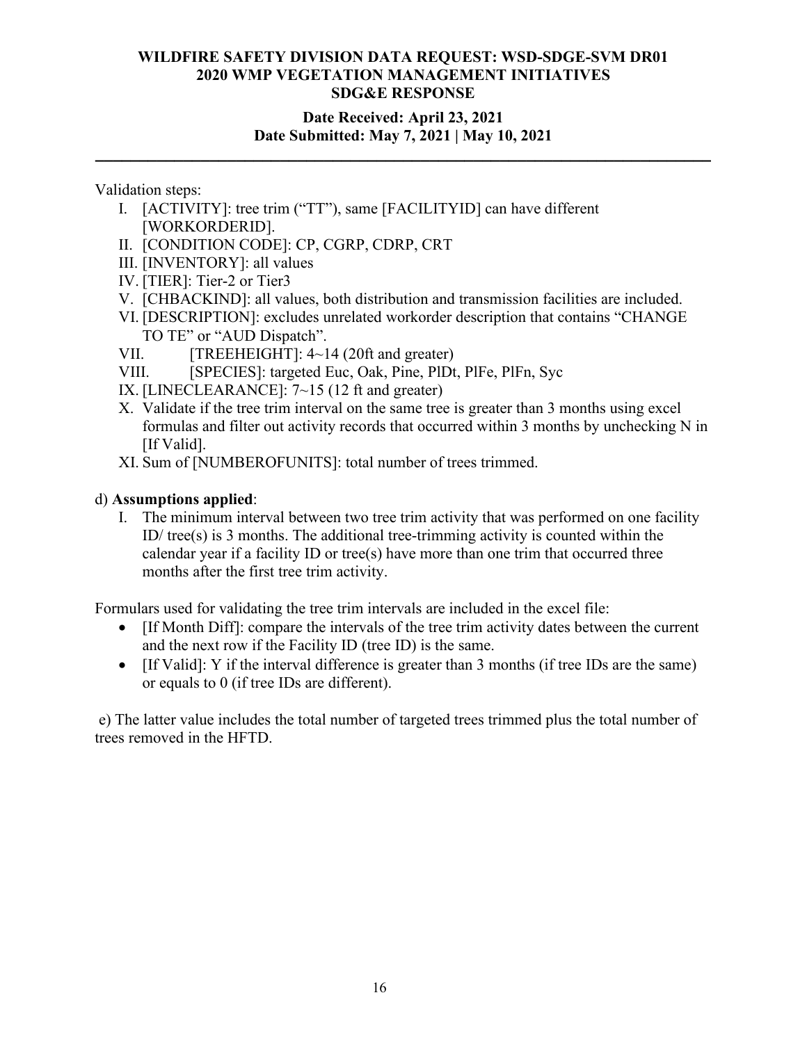Validation steps:

I. [ACTIVITY]: tree trim ("TT"), same [FACILITYID] can have different [WORKORDERID].
II. [CONDITION CODE]: CP, CGRP, CDRP, CRT
III. [INVENTORY]: all values
IV. [TIER]: Tier-2 or Tier3
V. [CHBACKIND]: all values, both distribution and transmission facilities are included.
VI. [DESCRIPTION]: excludes unrelated workorder description that contains "CHANGE TO TE" or "AUD Dispatch".
VII. [TREEHEIGHT]: 4~14 (20ft and greater)
VIII. [SPECIES]: targeted Euc, Oak, Pine, PlDt, PlFe, PlFn, Syc
IX. [LINECLEARANCE]: 7~15 (12 ft and greater)
X. Validate if the tree trim interval on the same tree is greater than 3 months using excel formulas and filter out activity records that occurred within 3 months by unchecking N in [If Valid].
XI. Sum of [NUMBEROFUNITS]: total number of trees trimmed.

d) **Assumptions applied**:

I. The minimum interval between two tree trim activity that was performed on one facility ID/ tree(s) is 3 months. The additional tree-trimming activity is counted within the calendar year if a facility ID or tree(s) have more than one trim that occurred three months after the first tree trim activity.

Formulars used for validating the tree trim intervals are included in the excel file:

- [If Month Diff]: compare the intervals of the tree trim activity dates between the current and the next row if the Facility ID (tree ID) is the same.
- [If Valid]: Y if the interval difference is greater than 3 months (if tree IDs are the same) or equals to 0 (if tree IDs are different).

e) The latter value includes the total number of targeted trees trimmed plus the total number of trees removed in the HFTD.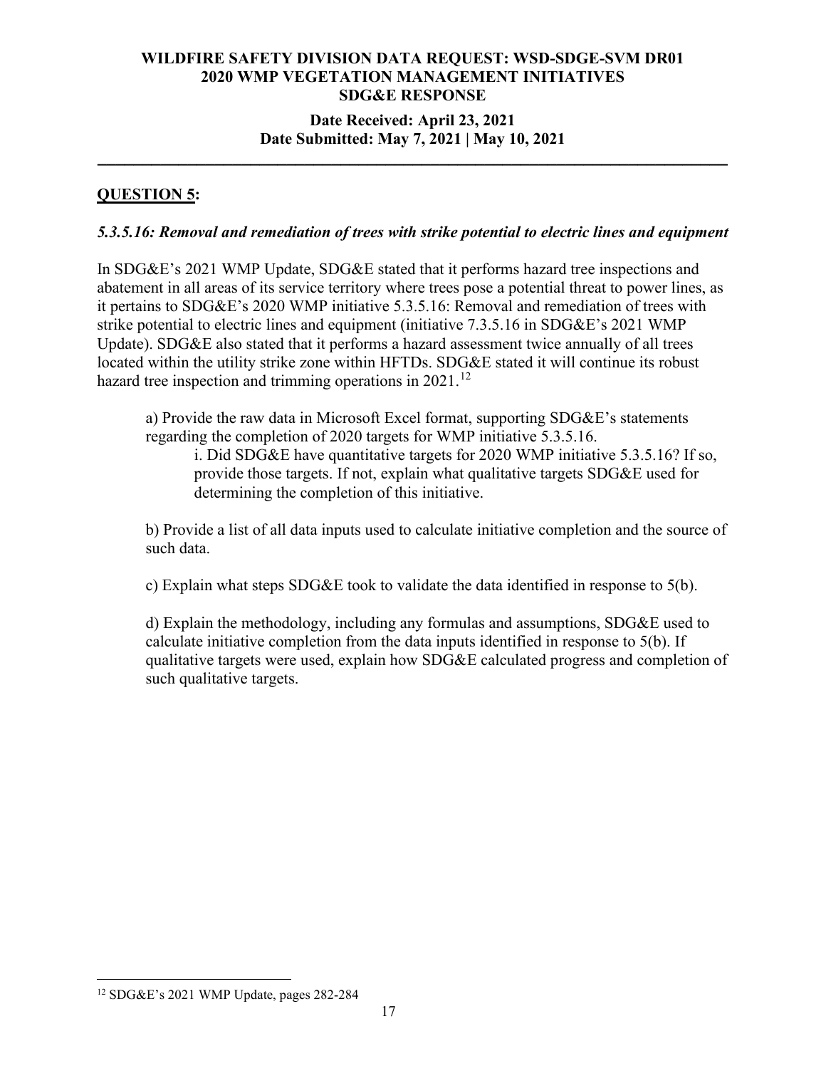**QUESTION 5:**

***5.3.5.16: Removal and remediation of trees with strike potential to electric lines and equipment***

In SDG&E's 2021 WMP Update, SDG&E stated that it performs hazard tree inspections and abatement in all areas of its service territory where trees pose a potential threat to power lines, as it pertains to SDG&E's 2020 WMP initiative 5.3.5.16: Removal and remediation of trees with strike potential to electric lines and equipment (initiative 7.3.5.16 in SDG&E's 2021 WMP Update). SDG&E also stated that it performs a hazard assessment twice annually of all trees located within the utility strike zone within HFTDs. SDG&E stated it will continue its robust hazard tree inspection and trimming operations in 2021.[12]

a) Provide the raw data in Microsoft Excel format, supporting SDG&E's statements regarding the completion of 2020 targets for WMP initiative 5.3.5.16.

i. Did SDG&E have quantitative targets for 2020 WMP initiative 5.3.5.16? If so, provide those targets. If not, explain what qualitative targets SDG&E used for determining the completion of this initiative.

b) Provide a list of all data inputs used to calculate initiative completion and the source of such data.

c) Explain what steps SDG&E took to validate the data identified in response to 5(b).

d) Explain the methodology, including any formulas and assumptions, SDG&E used to calculate initiative completion from the data inputs identified in response to 5(b). If qualitative targets were used, explain how SDG&E calculated progress and completion of such qualitative targets.

---

[12] SDG&E's 2021 WMP Update, pages 282-284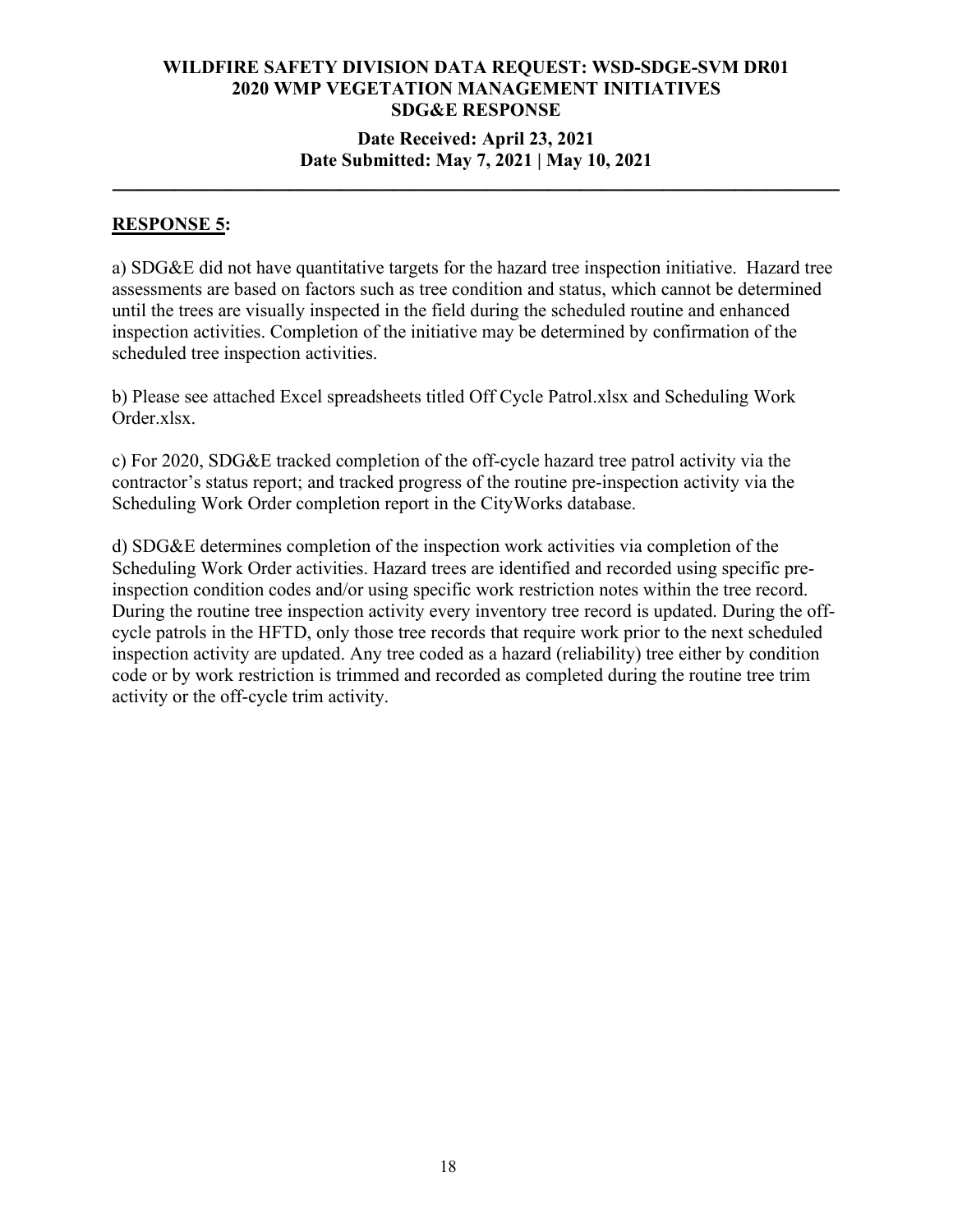**RESPONSE 5:**

a) SDG&E did not have quantitative targets for the hazard tree inspection initiative. Hazard tree assessments are based on factors such as tree condition and status, which cannot be determined until the trees are visually inspected in the field during the scheduled routine and enhanced inspection activities. Completion of the initiative may be determined by confirmation of the scheduled tree inspection activities.

b) Please see attached Excel spreadsheets titled Off Cycle Patrol.xlsx and Scheduling Work Order.xlsx.

c) For 2020, SDG&E tracked completion of the off-cycle hazard tree patrol activity via the contractor's status report; and tracked progress of the routine pre-inspection activity via the Scheduling Work Order completion report in the CityWorks database.

d) SDG&E determines completion of the inspection work activities via completion of the Scheduling Work Order activities. Hazard trees are identified and recorded using specific pre-inspection condition codes and/or using specific work restriction notes within the tree record. During the routine tree inspection activity every inventory tree record is updated. During the off-cycle patrols in the HFTD, only those tree records that require work prior to the next scheduled inspection activity are updated. Any tree coded as a hazard (reliability) tree either by condition code or by work restriction is trimmed and recorded as completed during the routine tree trim activity or the off-cycle trim activity.